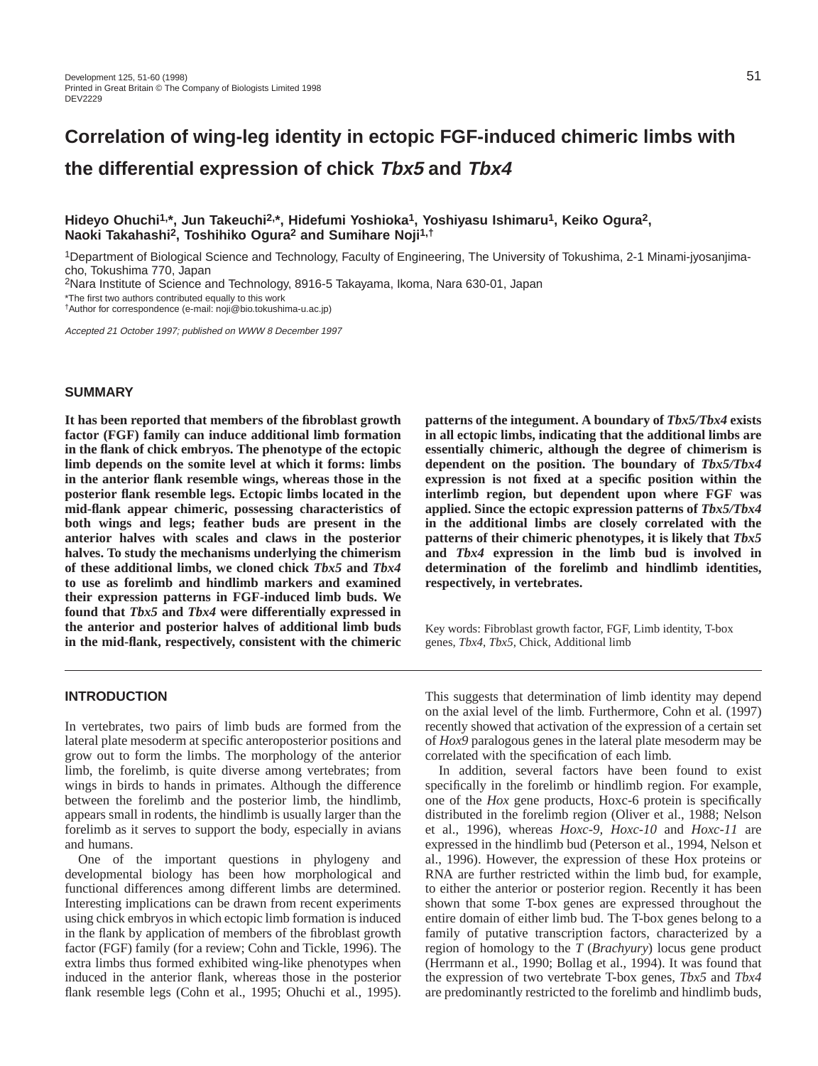# Correlation of wing-leg identity in ectopic FGF-induced chimeric limbs with the differential expression of chick *Tbx5* and *Tbx4*

**Hideyo Ohuchi[1,]*, Jun Takeuchi[2,]*, Hidefumi Yoshioka[1], Yoshiyasu Ishimaru[1], Keiko Ogura[2], Naoki Takahashi[2], Toshihiko Ogura[2] and Sumihare Noji[1,†]**

[1]Department of Biological Science and Technology, Faculty of Engineering, The University of Tokushima, 2-1 Minami-jyosanjima-cho, Tokushima 770, Japan

[2]Nara Institute of Science and Technology, 8916-5 Takayama, Ikoma, Nara 630-01, Japan

*The first two authors contributed equally to this work

†Author for correspondence (e-mail: noji@bio.tokushima-u.ac.jp)

*Accepted 21 October 1997; published on WWW 8 December 1997*

## SUMMARY

**It has been reported that members of the fibroblast growth factor (FGF) family can induce additional limb formation in the flank of chick embryos. The phenotype of the ectopic limb depends on the somite level at which it forms: limbs in the anterior flank resemble wings, whereas those in the posterior flank resemble legs. Ectopic limbs located in the mid-flank appear chimeric, possessing characteristics of both wings and legs; feather buds are present in the anterior halves with scales and claws in the posterior halves. To study the mechanisms underlying the chimerism of these additional limbs, we cloned chick *Tbx5* and *Tbx4* to use as forelimb and hindlimb markers and examined their expression patterns in FGF-induced limb buds. We found that *Tbx5* and *Tbx4* were differentially expressed in the anterior and posterior halves of additional limb buds in the mid-flank, respectively, consistent with the chimeric patterns of the integument. A boundary of *Tbx5/Tbx4* exists in all ectopic limbs, indicating that the additional limbs are essentially chimeric, although the degree of chimerism is dependent on the position. The boundary of *Tbx5/Tbx4* expression is not fixed at a specific position within the interlimb region, but dependent upon where FGF was applied. Since the ectopic expression patterns of *Tbx5/Tbx4* in the additional limbs are closely correlated with the patterns of their chimeric phenotypes, it is likely that *Tbx5* and *Tbx4* expression in the limb bud is involved in determination of the forelimb and hindlimb identities, respectively, in vertebrates.**

Key words: Fibroblast growth factor, FGF, Limb identity, T-box genes, *Tbx4*, *Tbx5*, Chick, Additional limb

## INTRODUCTION

In vertebrates, two pairs of limb buds are formed from the lateral plate mesoderm at specific anteroposterior positions and grow out to form the limbs. The morphology of the anterior limb, the forelimb, is quite diverse among vertebrates; from wings in birds to hands in primates. Although the difference between the forelimb and the posterior limb, the hindlimb, appears small in rodents, the hindlimb is usually larger than the forelimb as it serves to support the body, especially in avians and humans.

One of the important questions in phylogeny and developmental biology has been how morphological and functional differences among different limbs are determined. Interesting implications can be drawn from recent experiments using chick embryos in which ectopic limb formation is induced in the flank by application of members of the fibroblast growth factor (FGF) family (for a review; Cohn and Tickle, 1996). The extra limbs thus formed exhibited wing-like phenotypes when induced in the anterior flank, whereas those in the posterior flank resemble legs (Cohn et al., 1995; Ohuchi et al., 1995). This suggests that determination of limb identity may depend on the axial level of the limb. Furthermore, Cohn et al. (1997) recently showed that activation of the expression of a certain set of *Hox9* paralogous genes in the lateral plate mesoderm may be correlated with the specification of each limb.

In addition, several factors have been found to exist specifically in the forelimb or hindlimb region. For example, one of the *Hox* gene products, Hoxc-6 protein is specifically distributed in the forelimb region (Oliver et al., 1988; Nelson et al., 1996), whereas *Hoxc-9*, *Hoxc-10* and *Hoxc-11* are expressed in the hindlimb bud (Peterson et al., 1994, Nelson et al., 1996). However, the expression of these Hox proteins or RNA are further restricted within the limb bud, for example, to either the anterior or posterior region. Recently it has been shown that some T-box genes are expressed throughout the entire domain of either limb bud. The T-box genes belong to a family of putative transcription factors, characterized by a region of homology to the *T* (*Brachyury*) locus gene product (Herrmann et al., 1990; Bollag et al., 1994). It was found that the expression of two vertebrate T-box genes, *Tbx5* and *Tbx4* are predominantly restricted to the forelimb and hindlimb buds,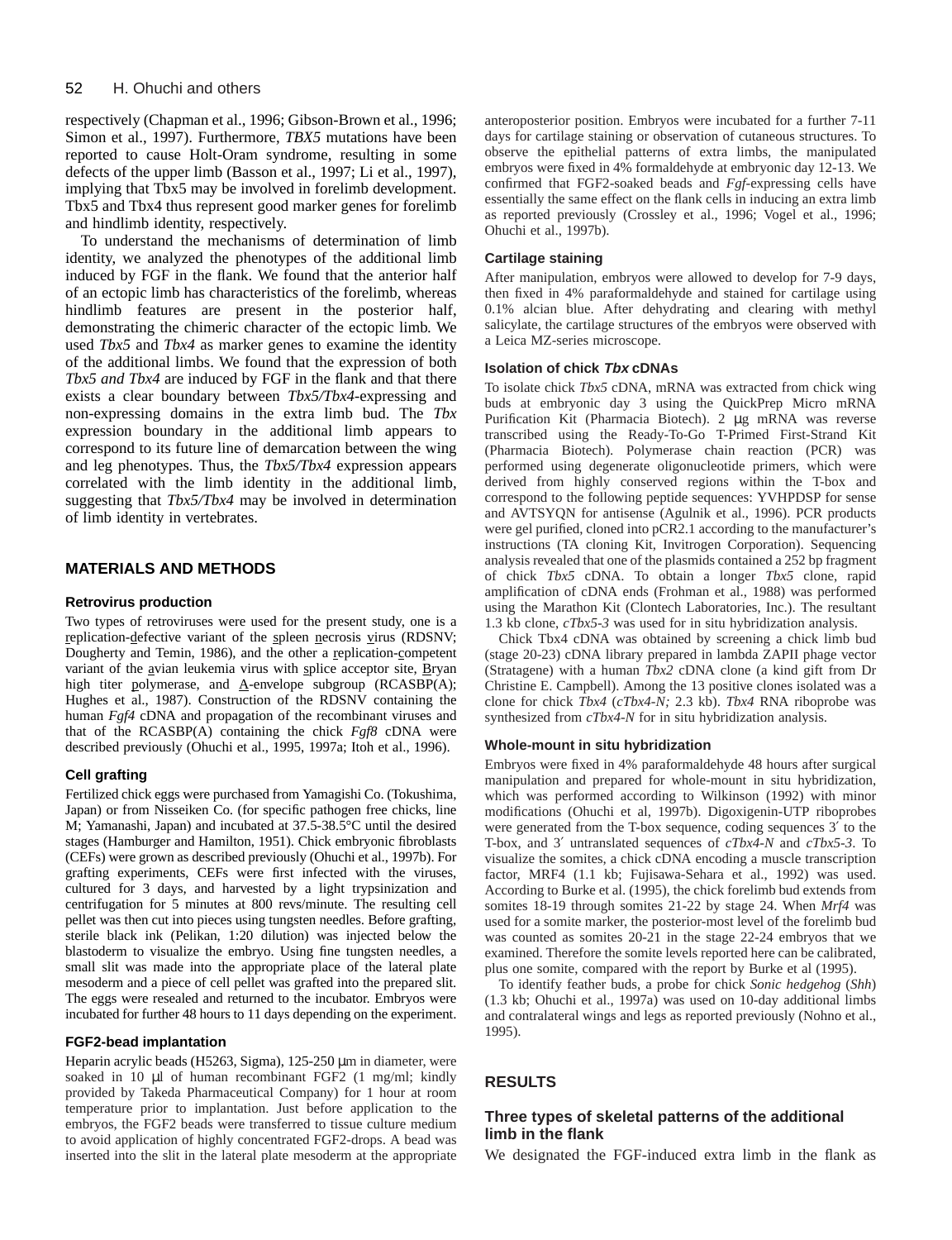respectively (Chapman et al., 1996; Gibson-Brown et al., 1996; Simon et al., 1997). Furthermore, *TBX5* mutations have been reported to cause Holt-Oram syndrome, resulting in some defects of the upper limb (Basson et al., 1997; Li et al., 1997), implying that Tbx5 may be involved in forelimb development. Tbx5 and Tbx4 thus represent good marker genes for forelimb and hindlimb identity, respectively.

To understand the mechanisms of determination of limb identity, we analyzed the phenotypes of the additional limb induced by FGF in the flank. We found that the anterior half of an ectopic limb has characteristics of the forelimb, whereas hindlimb features are present in the posterior half, demonstrating the chimeric character of the ectopic limb. We used *Tbx5* and *Tbx4* as marker genes to examine the identity of the additional limbs. We found that the expression of both *Tbx5 and Tbx4* are induced by FGF in the flank and that there exists a clear boundary between *Tbx5/Tbx4*-expressing and non-expressing domains in the extra limb bud. The *Tbx* expression boundary in the additional limb appears to correspond to its future line of demarcation between the wing and leg phenotypes. Thus, the *Tbx5/Tbx4* expression appears correlated with the limb identity in the additional limb, suggesting that *Tbx5/Tbx4* may be involved in determination of limb identity in vertebrates.

## MATERIALS AND METHODS

### Retrovirus production

Two types of retroviruses were used for the present study, one is a replication-defective variant of the spleen necrosis virus (RDSNV; Dougherty and Temin, 1986), and the other a replication-competent variant of the avian leukemia virus with splice acceptor site, Bryan high titer polymerase, and A-envelope subgroup (RCASBP(A); Hughes et al., 1987). Construction of the RDSNV containing the human *Fgf4* cDNA and propagation of the recombinant viruses and that of the RCASBP(A) containing the chick *Fgf8* cDNA were described previously (Ohuchi et al., 1995, 1997a; Itoh et al., 1996).

### Cell grafting

Fertilized chick eggs were purchased from Yamagishi Co. (Tokushima, Japan) or from Nisseiken Co. (for specific pathogen free chicks, line M; Yamanashi, Japan) and incubated at 37.5-38.5°C until the desired stages (Hamburger and Hamilton, 1951). Chick embryonic fibroblasts (CEFs) were grown as described previously (Ohuchi et al., 1997b). For grafting experiments, CEFs were first infected with the viruses, cultured for 3 days, and harvested by a light trypsinization and centrifugation for 5 minutes at 800 revs/minute. The resulting cell pellet was then cut into pieces using tungsten needles. Before grafting, sterile black ink (Pelikan, 1:20 dilution) was injected below the blastoderm to visualize the embryo. Using fine tungsten needles, a small slit was made into the appropriate place of the lateral plate mesoderm and a piece of cell pellet was grafted into the prepared slit. The eggs were resealed and returned to the incubator. Embryos were incubated for further 48 hours to 11 days depending on the experiment.

### FGF2-bead implantation

Heparin acrylic beads (H5263, Sigma), 125-250 μm in diameter, were soaked in 10 μl of human recombinant FGF2 (1 mg/ml; kindly provided by Takeda Pharmaceutical Company) for 1 hour at room temperature prior to implantation. Just before application to the embryos, the FGF2 beads were transferred to tissue culture medium to avoid application of highly concentrated FGF2-drops. A bead was inserted into the slit in the lateral plate mesoderm at the appropriate anteroposterior position. Embryos were incubated for a further 7-11 days for cartilage staining or observation of cutaneous structures. To observe the epithelial patterns of extra limbs, the manipulated embryos were fixed in 4% formaldehyde at embryonic day 12-13. We confirmed that FGF2-soaked beads and *Fgf*-expressing cells have essentially the same effect on the flank cells in inducing an extra limb as reported previously (Crossley et al., 1996; Vogel et al., 1996; Ohuchi et al., 1997b).

### Cartilage staining

After manipulation, embryos were allowed to develop for 7-9 days, then fixed in 4% paraformaldehyde and stained for cartilage using 0.1% alcian blue. After dehydrating and clearing with methyl salicylate, the cartilage structures of the embryos were observed with a Leica MZ-series microscope.

### Isolation of chick *Tbx* cDNAs

To isolate chick *Tbx5* cDNA, mRNA was extracted from chick wing buds at embryonic day 3 using the QuickPrep Micro mRNA Purification Kit (Pharmacia Biotech). 2 μg mRNA was reverse transcribed using the Ready-To-Go T-Primed First-Strand Kit (Pharmacia Biotech). Polymerase chain reaction (PCR) was performed using degenerate oligonucleotide primers, which were derived from highly conserved regions within the T-box and correspond to the following peptide sequences: YVHPDSP for sense and AVTSYQN for antisense (Agulnik et al., 1996). PCR products were gel purified, cloned into pCR2.1 according to the manufacturer's instructions (TA cloning Kit, Invitrogen Corporation). Sequencing analysis revealed that one of the plasmids contained a 252 bp fragment of chick *Tbx5* cDNA. To obtain a longer *Tbx5* clone, rapid amplification of cDNA ends (Frohman et al., 1988) was performed using the Marathon Kit (Clontech Laboratories, Inc.). The resultant 1.3 kb clone, *cTbx5-3* was used for in situ hybridization analysis.

Chick Tbx4 cDNA was obtained by screening a chick limb bud (stage 20-23) cDNA library prepared in lambda ZAPII phage vector (Stratagene) with a human *Tbx2* cDNA clone (a kind gift from Dr Christine E. Campbell). Among the 13 positive clones isolated was a clone for chick *Tbx4* (*cTbx4-N;* 2.3 kb). *Tbx4* RNA riboprobe was synthesized from *cTbx4-N* for in situ hybridization analysis.

### Whole-mount in situ hybridization

Embryos were fixed in 4% paraformaldehyde 48 hours after surgical manipulation and prepared for whole-mount in situ hybridization, which was performed according to Wilkinson (1992) with minor modifications (Ohuchi et al, 1997b). Digoxigenin-UTP riboprobes were generated from the T-box sequence, coding sequences 3′ to the T-box, and 3′ untranslated sequences of *cTbx4-N* and *cTbx5-3*. To visualize the somites, a chick cDNA encoding a muscle transcription factor, MRF4 (1.1 kb; Fujisawa-Sehara et al., 1992) was used. According to Burke et al. (1995), the chick forelimb bud extends from somites 18-19 through somites 21-22 by stage 24. When *Mrf4* was used for a somite marker, the posterior-most level of the forelimb bud was counted as somites 20-21 in the stage 22-24 embryos that we examined. Therefore the somite levels reported here can be calibrated, plus one somite, compared with the report by Burke et al (1995).

To identify feather buds, a probe for chick *Sonic hedgehog* (*Shh*) (1.3 kb; Ohuchi et al., 1997a) was used on 10-day additional limbs and contralateral wings and legs as reported previously (Nohno et al., 1995).

## RESULTS

### Three types of skeletal patterns of the additional limb in the flank

We designated the FGF-induced extra limb in the flank as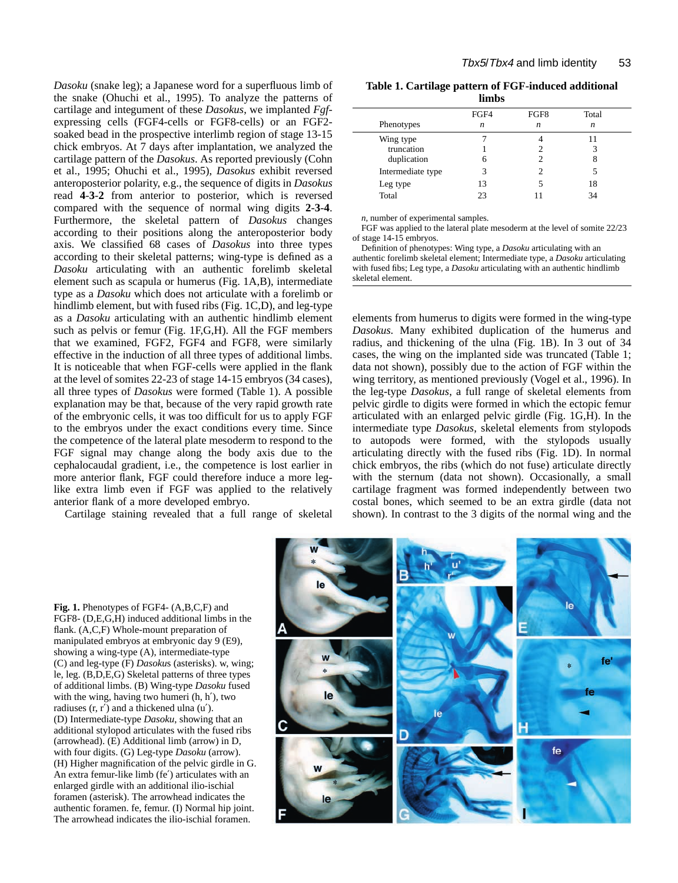*Dasoku* (snake leg); a Japanese word for a superfluous limb of the snake (Ohuchi et al., 1995). To analyze the patterns of cartilage and integument of these *Dasokus*, we implanted *Fgf*-expressing cells (FGF4-cells or FGF8-cells) or an FGF2-soaked bead in the prospective interlimb region of stage 13-15 chick embryos. At 7 days after implantation, we analyzed the cartilage pattern of the *Dasokus*. As reported previously (Cohn et al., 1995; Ohuchi et al., 1995), *Dasokus* exhibit reversed anteroposterior polarity, e.g., the sequence of digits in *Dasokus* read **4-3-2** from anterior to posterior, which is reversed compared with the sequence of normal wing digits **2-3-4**. Furthermore, the skeletal pattern of *Dasokus* changes according to their positions along the anteroposterior body axis. We classified 68 cases of *Dasokus* into three types according to their skeletal patterns; wing-type is defined as a *Dasoku* articulating with an authentic forelimb skeletal element such as scapula or humerus (Fig. 1A,B), intermediate type as a *Dasoku* which does not articulate with a forelimb or hindlimb element, but with fused ribs (Fig. 1C,D), and leg-type as a *Dasoku* articulating with an authentic hindlimb element such as pelvis or femur (Fig. 1F,G,H). All the FGF members that we examined, FGF2, FGF4 and FGF8, were similarly effective in the induction of all three types of additional limbs. It is noticeable that when FGF-cells were applied in the flank at the level of somites 22-23 of stage 14-15 embryos (34 cases), all three types of *Dasokus* were formed (Table 1). A possible explanation may be that, because of the very rapid growth rate of the embryonic cells, it was too difficult for us to apply FGF to the embryos under the exact conditions every time. Since the competence of the lateral plate mesoderm to respond to the FGF signal may change along the body axis due to the cephalocaudal gradient, i.e., the competence is lost earlier in more anterior flank, FGF could therefore induce a more leg-like extra limb even if FGF was applied to the relatively anterior flank of a more developed embryo.

Cartilage staining revealed that a full range of skeletal elements from humerus to digits were formed in the wing-type *Dasokus*. Many exhibited duplication of the humerus and radius, and thickening of the ulna (Fig. 1B). In 3 out of 34 cases, the wing on the implanted side was truncated (Table 1; data not shown), possibly due to the action of FGF within the wing territory, as mentioned previously (Vogel et al., 1996). In the leg-type *Dasokus*, a full range of skeletal elements from pelvic girdle to digits were formed in which the ectopic femur articulated with an enlarged pelvic girdle (Fig. 1G,H). In the intermediate type *Dasokus*, skeletal elements from stylopods to autopods were formed, with the stylopods usually articulating directly with the fused ribs (Fig. 1D). In normal chick embryos, the ribs (which do not fuse) articulate directly with the sternum (data not shown). Occasionally, a small cartilage fragment was formed independently between two costal bones, which seemed to be an extra girdle (data not shown). In contrast to the 3 digits of the normal wing and the

**Table 1. Cartilage pattern of FGF-induced additional limbs**

| Phenotypes | FGF4 *n* | FGF8 *n* | Total *n* |
|---|---|---|---|
| Wing type | 7 | 4 | 11 |
| truncation | 1 | 2 | 3 |
| duplication | 6 | 2 | 8 |
| Intermediate type | 3 | 2 | 5 |
| Leg type | 13 | 5 | 18 |
| Total | 23 | 11 | 34 |

*n*, number of experimental samples.

FGF was applied to the lateral plate mesoderm at the level of somite 22/23 of stage 14-15 embryos.

Definition of phenotypes: Wing type, a *Dasoku* articulating with an authentic forelimb skeletal element; Intermediate type, a *Dasoku* articulating with fused fibs; Leg type, a *Dasoku* articulating with an authentic hindlimb skeletal element.

**Fig. 1.** Phenotypes of FGF4- (A,B,C,F) and FGF8- (D,E,G,H) induced additional limbs in the flank. (A,C,F) Whole-mount preparation of manipulated embryos at embryonic day 9 (E9), showing a wing-type (A), intermediate-type (C) and leg-type (F) *Dasokus* (asterisks). w, wing; le, leg. (B,D,E,G) Skeletal patterns of three types of additional limbs. (B) Wing-type *Dasoku* fused with the wing, having two humeri (h, h′), two radiuses (r, r′) and a thickened ulna (u′). (D) Intermediate-type *Dasoku*, showing that an additional stylopod articulates with the fused ribs (arrowhead). (E) Additional limb (arrow) in D, with four digits. (G) Leg-type *Dasoku* (arrow). (H) Higher magnification of the pelvic girdle in G. An extra femur-like limb (fe′) articulates with an enlarged girdle with an additional ilio-ischial foramen (asterisk). The arrowhead indicates the authentic foramen. fe, femur. (I) Normal hip joint. The arrowhead indicates the ilio-ischial foramen.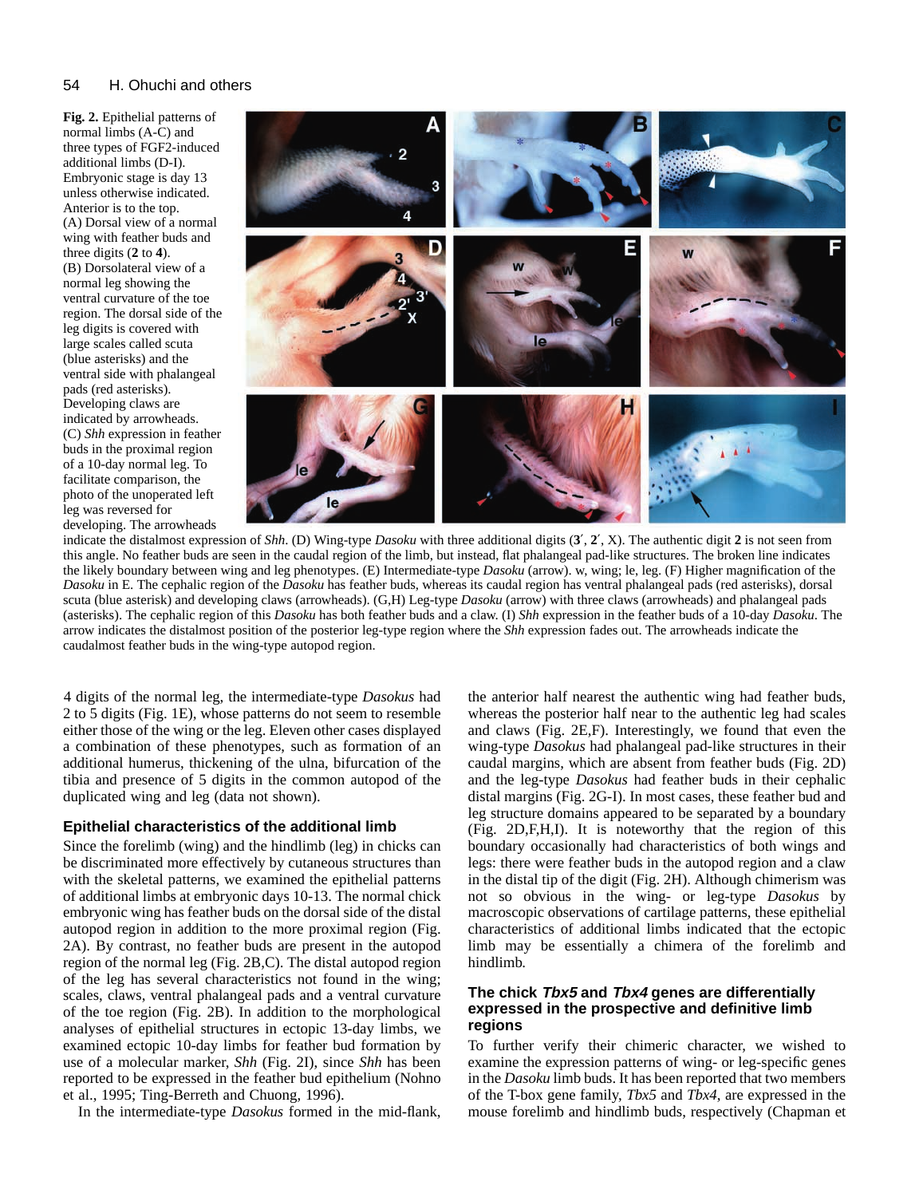**Fig. 2.** Epithelial patterns of normal limbs (A-C) and three types of FGF2-induced additional limbs (D-I). Embryonic stage is day 13 unless otherwise indicated. Anterior is to the top. (A) Dorsal view of a normal wing with feather buds and three digits (**2** to **4**). (B) Dorsolateral view of a normal leg showing the ventral curvature of the toe region. The dorsal side of the leg digits is covered with large scales called scuta (blue asterisks) and the ventral side with phalangeal pads (red asterisks). Developing claws are indicated by arrowheads. (C) *Shh* expression in feather buds in the proximal region of a 10-day normal leg. To facilitate comparison, the photo of the unoperated left leg was reversed for developing. The arrowheads indicate the distalmost expression of *Shh*. (D) Wing-type *Dasoku* with three additional digits (**3**′, **2**′, X). The authentic digit **2** is not seen from this angle. No feather buds are seen in the caudal region of the limb, but instead, flat phalangeal pad-like structures. The broken line indicates the likely boundary between wing and leg phenotypes. (E) Intermediate-type *Dasoku* (arrow). w, wing; le, leg. (F) Higher magnification of the *Dasoku* in E. The cephalic region of the *Dasoku* has feather buds, whereas its caudal region has ventral phalangeal pads (red asterisks), dorsal scuta (blue asterisk) and developing claws (arrowheads). (G,H) Leg-type *Dasoku* (arrow) with three claws (arrowheads) and phalangeal pads (asterisks). The cephalic region of this *Dasoku* has both feather buds and a claw. (I) *Shh* expression in the feather buds of a 10-day *Dasoku*. The arrow indicates the distalmost position of the posterior leg-type region where the *Shh* expression fades out. The arrowheads indicate the caudalmost feather buds in the wing-type autopod region.

4 digits of the normal leg, the intermediate-type *Dasokus* had 2 to 5 digits (Fig. 1E), whose patterns do not seem to resemble either those of the wing or the leg. Eleven other cases displayed a combination of these phenotypes, such as formation of an additional humerus, thickening of the ulna, bifurcation of the tibia and presence of 5 digits in the common autopod of the duplicated wing and leg (data not shown).

### Epithelial characteristics of the additional limb

Since the forelimb (wing) and the hindlimb (leg) in chicks can be discriminated more effectively by cutaneous structures than with the skeletal patterns, we examined the epithelial patterns of additional limbs at embryonic days 10-13. The normal chick embryonic wing has feather buds on the dorsal side of the distal autopod region in addition to the more proximal region (Fig. 2A). By contrast, no feather buds are present in the autopod region of the normal leg (Fig. 2B,C). The distal autopod region of the leg has several characteristics not found in the wing; scales, claws, ventral phalangeal pads and a ventral curvature of the toe region (Fig. 2B). In addition to the morphological analyses of epithelial structures in ectopic 13-day limbs, we examined ectopic 10-day limbs for feather bud formation by use of a molecular marker, *Shh* (Fig. 2I), since *Shh* has been reported to be expressed in the feather bud epithelium (Nohno et al., 1995; Ting-Berreth and Chuong, 1996).

In the intermediate-type *Dasokus* formed in the mid-flank, the anterior half nearest the authentic wing had feather buds, whereas the posterior half near to the authentic leg had scales and claws (Fig. 2E,F). Interestingly, we found that even the wing-type *Dasokus* had phalangeal pad-like structures in their caudal margins, which are absent from feather buds (Fig. 2D) and the leg-type *Dasokus* had feather buds in their cephalic distal margins (Fig. 2G-I). In most cases, these feather bud and leg structure domains appeared to be separated by a boundary (Fig. 2D,F,H,I). It is noteworthy that the region of this boundary occasionally had characteristics of both wings and legs: there were feather buds in the autopod region and a claw in the distal tip of the digit (Fig. 2H). Although chimerism was not so obvious in the wing- or leg-type *Dasokus* by macroscopic observations of cartilage patterns, these epithelial characteristics of additional limbs indicated that the ectopic limb may be essentially a chimera of the forelimb and hindlimb.

### The chick *Tbx5* and *Tbx4* genes are differentially expressed in the prospective and definitive limb regions

To further verify their chimeric character, we wished to examine the expression patterns of wing- or leg-specific genes in the *Dasoku* limb buds. It has been reported that two members of the T-box gene family, *Tbx5* and *Tbx4*, are expressed in the mouse forelimb and hindlimb buds, respectively (Chapman et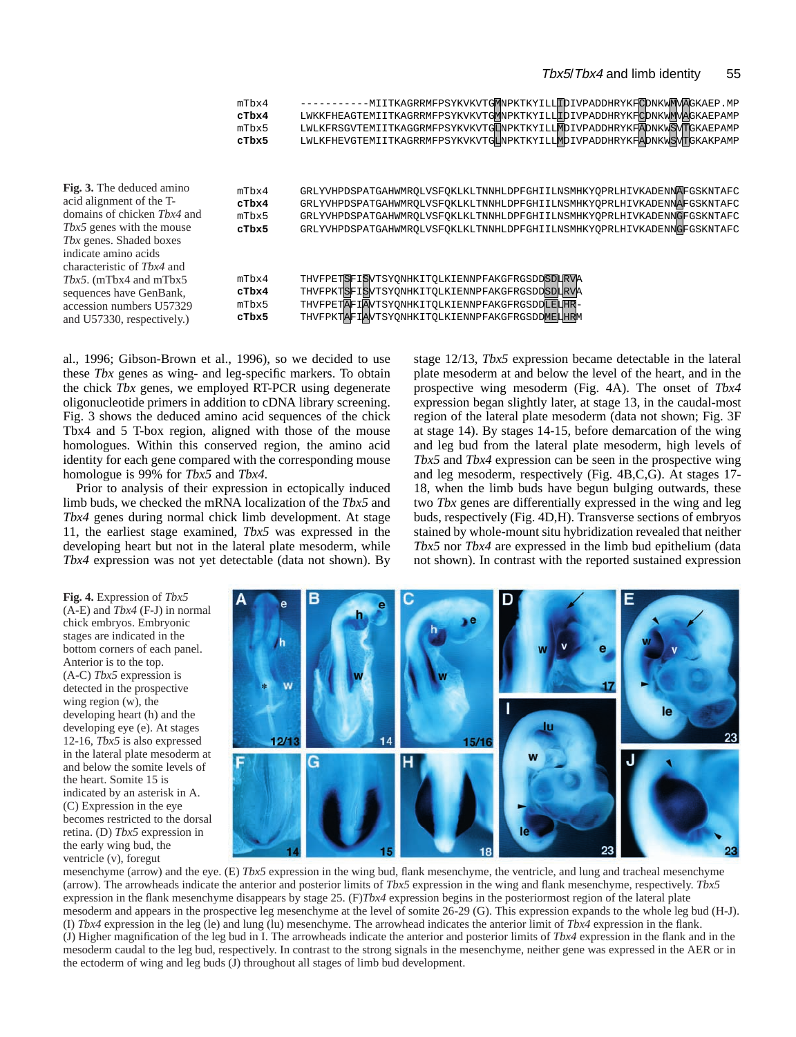```
mTbx4    -----------MIITKAGRRMFPSYKVKVTGMNPKTKYILLIDIVPADDHRYKFCDNKWMVAGKAEP.MP
cTbx4    LWKKFHEAGTEMIITKAGRRMFPSYKVKVTGMNPKTKYILLIDIVPADDHRYKFCDNKWMVAGKAEPAMP
mTbx5    LWLKFRSGVTEMIITKAGGRMFPSYKVKVTGLNPKTKYILLMDIVPADDHRYKFADNKWSVTGKAEPAMP
cTbx5    LWLKFHEVGTEMIITKAGRRMFPSYKVKVTGLNPKTKYILLMDIVPADDHRYKFADNKWSVTGKAKPAMP

mTbx4    GRLYVHPDSPATGAHWMRQLVSFQKLKLTNNHLDPFGHIILNSMHKYQPRLHIVKADENNAFGSKNTAFC
cTbx4    GRLYVHPDSPATGAHWMRQLVSFQKLKLTNNHLDPFGHIILNSMHKYQPRLHIVKADENNAFGSKNTAFC
mTbx5    GRLYVHPDSPATGAHWMRQLVSFQKLKLTNNHLDPFGHIILNSMHKYQPRLHIVKADENNGFGSKNTAFC
cTbx5    GRLYVHPDSPATGAHWMRQLVSFQKLKLTNNHLDPFGHIILNSMHKYQPRLHIVKADENNGFGSKNTAFC

mTbx4    THVFPETSFISVTSYQNHKITQLKIENNPFAKGFRGSDDSDLRVA
cTbx4    THVFPKTSFISVTSYQNHKITQLKIENNPFAKGFRGSDDSDLRVA
mTbx5    THVFPETAFIAVTSYQNHKITQLKIENNPFAKGFRGSDDLELHR-
cTbx5    THVFPKTAFIAVTSYQNHKITQLKIENNPFAKGFRGSDDMELHRM
```

**Fig. 3.** The deduced amino acid alignment of the T-domains of chicken *Tbx4* and *Tbx5* genes with the mouse *Tbx* genes. Shaded boxes indicate amino acids characteristic of *Tbx4* and *Tbx5*. (mTbx4 and mTbx5 sequences have GenBank, accession numbers U57329 and U57330, respectively.)

al., 1996; Gibson-Brown et al., 1996), so we decided to use these *Tbx* genes as wing- and leg-specific markers. To obtain the chick *Tbx* genes, we employed RT-PCR using degenerate oligonucleotide primers in addition to cDNA library screening. Fig. 3 shows the deduced amino acid sequences of the chick Tbx4 and 5 T-box region, aligned with those of the mouse homologues. Within this conserved region, the amino acid identity for each gene compared with the corresponding mouse homologue is 99% for *Tbx5* and *Tbx4*.

Prior to analysis of their expression in ectopically induced limb buds, we checked the mRNA localization of the *Tbx5* and *Tbx4* genes during normal chick limb development. At stage 11, the earliest stage examined, *Tbx5* was expressed in the developing heart but not in the lateral plate mesoderm, while *Tbx4* expression was not yet detectable (data not shown). By stage 12/13, *Tbx5* expression became detectable in the lateral plate mesoderm at and below the level of the heart, and in the prospective wing mesoderm (Fig. 4A). The onset of *Tbx4* expression began slightly later, at stage 13, in the caudal-most region of the lateral plate mesoderm (data not shown; Fig. 3F at stage 14). By stages 14-15, before demarcation of the wing and leg bud from the lateral plate mesoderm, high levels of *Tbx5* and *Tbx4* expression can be seen in the prospective wing and leg mesoderm, respectively (Fig. 4B,C,G). At stages 17-18, when the limb buds have begun bulging outwards, these two *Tbx* genes are differentially expressed in the wing and leg buds, respectively (Fig. 4D,H). Transverse sections of embryos stained by whole-mount situ hybridization revealed that neither *Tbx5* nor *Tbx4* are expressed in the limb bud epithelium (data not shown). In contrast with the reported sustained expression

**Fig. 4.** Expression of *Tbx5* (A-E) and *Tbx4* (F-J) in normal chick embryos. Embryonic stages are indicated in the bottom corners of each panel. Anterior is to the top. (A-C) *Tbx5* expression is detected in the prospective wing region (w), the developing heart (h) and the developing eye (e). At stages 12-16, *Tbx5* is also expressed in the lateral plate mesoderm at and below the somite levels of the heart. Somite 15 is indicated by an asterisk in A. (C) Expression in the eye becomes restricted to the dorsal retina. (D) *Tbx5* expression in the early wing bud, the ventricle (v), foregut mesenchyme (arrow) and the eye. (E) *Tbx5* expression in the wing bud, flank mesenchyme, the ventricle, and lung and tracheal mesenchyme (arrow). The arrowheads indicate the anterior and posterior limits of *Tbx5* expression in the wing and flank mesenchyme, respectively. *Tbx5* expression in the flank mesenchyme disappears by stage 25. (F)*Tbx4* expression begins in the posteriormost region of the lateral plate mesoderm and appears in the prospective leg mesenchyme at the level of somite 26-29 (G). This expression expands to the whole leg bud (H-J). (I) *Tbx4* expression in the leg (le) and lung (lu) mesenchyme. The arrowhead indicates the anterior limit of *Tbx4* expression in the flank. (J) Higher magnification of the leg bud in I. The arrowheads indicate the anterior and posterior limits of *Tbx4* expression in the flank and in the mesoderm caudal to the leg bud, respectively. In contrast to the strong signals in the mesenchyme, neither gene was expressed in the AER or in the ectoderm of wing and leg buds (J) throughout all stages of limb bud development.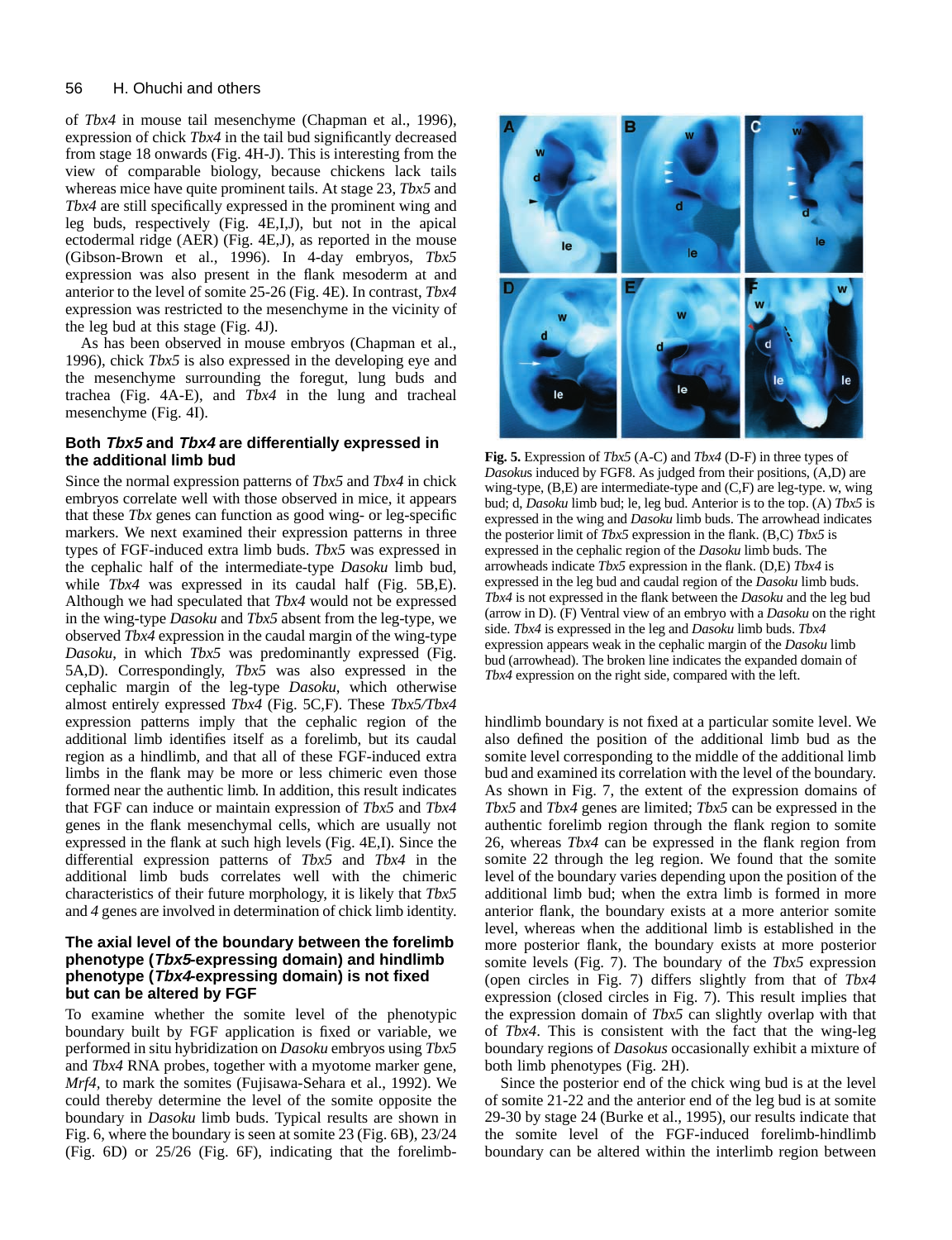of *Tbx4* in mouse tail mesenchyme (Chapman et al., 1996), expression of chick *Tbx4* in the tail bud significantly decreased from stage 18 onwards (Fig. 4H-J). This is interesting from the view of comparable biology, because chickens lack tails whereas mice have quite prominent tails. At stage 23, *Tbx5* and *Tbx4* are still specifically expressed in the prominent wing and leg buds, respectively (Fig. 4E,I,J), but not in the apical ectodermal ridge (AER) (Fig. 4E,J), as reported in the mouse (Gibson-Brown et al., 1996). In 4-day embryos, *Tbx5* expression was also present in the flank mesoderm at and anterior to the level of somite 25-26 (Fig. 4E). In contrast, *Tbx4* expression was restricted to the mesenchyme in the vicinity of the leg bud at this stage (Fig. 4J).

As has been observed in mouse embryos (Chapman et al., 1996), chick *Tbx5* is also expressed in the developing eye and the mesenchyme surrounding the foregut, lung buds and trachea (Fig. 4A-E), and *Tbx4* in the lung and tracheal mesenchyme (Fig. 4I).

### Both *Tbx5* and *Tbx4* are differentially expressed in the additional limb bud

Since the normal expression patterns of *Tbx5* and *Tbx4* in chick embryos correlate well with those observed in mice, it appears that these *Tbx* genes can function as good wing- or leg-specific markers. We next examined their expression patterns in three types of FGF-induced extra limb buds. *Tbx5* was expressed in the cephalic half of the intermediate-type *Dasoku* limb bud, while *Tbx4* was expressed in its caudal half (Fig. 5B,E). Although we had speculated that *Tbx4* would not be expressed in the wing-type *Dasoku* and *Tbx5* absent from the leg-type, we observed *Tbx4* expression in the caudal margin of the wing-type *Dasoku*, in which *Tbx5* was predominantly expressed (Fig. 5A,D). Correspondingly, *Tbx5* was also expressed in the cephalic margin of the leg-type *Dasoku*, which otherwise almost entirely expressed *Tbx4* (Fig. 5C,F). These *Tbx5/Tbx4* expression patterns imply that the cephalic region of the additional limb identifies itself as a forelimb, but its caudal region as a hindlimb, and that all of these FGF-induced extra limbs in the flank may be more or less chimeric even those formed near the authentic limb. In addition, this result indicates that FGF can induce or maintain expression of *Tbx5* and *Tbx4* genes in the flank mesenchymal cells, which are usually not expressed in the flank at such high levels (Fig. 4E,I). Since the differential expression patterns of *Tbx5* and *Tbx4* in the additional limb buds correlates well with the chimeric characteristics of their future morphology, it is likely that *Tbx5* and *4* genes are involved in determination of chick limb identity.

### The axial level of the boundary between the forelimb phenotype (*Tbx5*-expressing domain) and hindlimb phenotype (*Tbx4*-expressing domain) is not fixed but can be altered by FGF

To examine whether the somite level of the phenotypic boundary built by FGF application is fixed or variable, we performed in situ hybridization on *Dasoku* embryos using *Tbx5* and *Tbx4* RNA probes, together with a myotome marker gene, *Mrf4*, to mark the somites (Fujisawa-Sehara et al., 1992). We could thereby determine the level of the somite opposite the boundary in *Dasoku* limb buds. Typical results are shown in Fig. 6, where the boundary is seen at somite 23 (Fig. 6B), 23/24 (Fig. 6D) or 25/26 (Fig. 6F), indicating that the forelimb-hindlimb boundary is not fixed at a particular somite level. We also defined the position of the additional limb bud as the somite level corresponding to the middle of the additional limb bud and examined its correlation with the level of the boundary. As shown in Fig. 7, the extent of the expression domains of *Tbx5* and *Tbx4* genes are limited; *Tbx5* can be expressed in the authentic forelimb region through the flank region to somite 26, whereas *Tbx4* can be expressed in the flank region from somite 22 through the leg region. We found that the somite level of the boundary varies depending upon the position of the additional limb bud; when the extra limb is formed in more anterior flank, the boundary exists at a more anterior somite level, whereas when the additional limb is established in the more posterior flank, the boundary exists at more posterior somite levels (Fig. 7). The boundary of the *Tbx5* expression (open circles in Fig. 7) differs slightly from that of *Tbx4* expression (closed circles in Fig. 7). This result implies that the expression domain of *Tbx5* can slightly overlap with that of *Tbx4*. This is consistent with the fact that the wing-leg boundary regions of *Dasokus* occasionally exhibit a mixture of both limb phenotypes (Fig. 2H).

Since the posterior end of the chick wing bud is at the level of somite 21-22 and the anterior end of the leg bud is at somite 29-30 by stage 24 (Burke et al., 1995), our results indicate that the somite level of the FGF-induced forelimb-hindlimb boundary can be altered within the interlimb region between

**Fig. 5.** Expression of *Tbx5* (A-C) and *Tbx4* (D-F) in three types of *Dasoku*s induced by FGF8. As judged from their positions, (A,D) are wing-type, (B,E) are intermediate-type and (C,F) are leg-type. w, wing bud; d, *Dasoku* limb bud; le, leg bud. Anterior is to the top. (A) *Tbx5* is expressed in the wing and *Dasoku* limb buds. The arrowhead indicates the posterior limit of *Tbx5* expression in the flank. (B,C) *Tbx5* is expressed in the cephalic region of the *Dasoku* limb buds. The arrowheads indicate *Tbx5* expression in the flank. (D,E) *Tbx4* is expressed in the leg bud and caudal region of the *Dasoku* limb buds. *Tbx4* is not expressed in the flank between the *Dasoku* and the leg bud (arrow in D). (F) Ventral view of an embryo with a *Dasoku* on the right side. *Tbx4* is expressed in the leg and *Dasoku* limb buds. *Tbx4* expression appears weak in the cephalic margin of the *Dasoku* limb bud (arrowhead). The broken line indicates the expanded domain of *Tbx4* expression on the right side, compared with the left.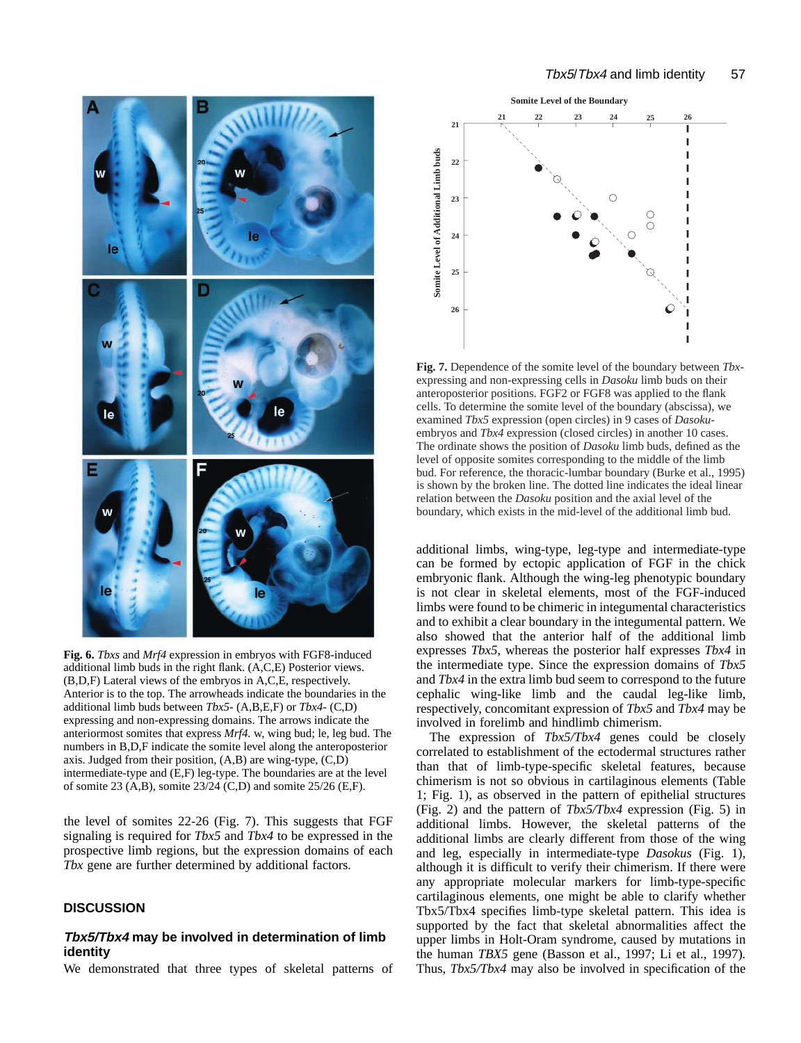**Fig. 6.** *Tbxs* and *Mrf4* expression in embryos with FGF8-induced additional limb buds in the right flank. (A,C,E) Posterior views. (B,D,F) Lateral views of the embryos in A,C,E, respectively. Anterior is to the top. The arrowheads indicate the boundaries in the additional limb buds between *Tbx5*- (A,B,E,F) or *Tbx4*- (C,D) expressing and non-expressing domains. The arrows indicate the anteriormost somites that express *Mrf4*. w, wing bud; le, leg bud. The numbers in B,D,F indicate the somite level along the anteroposterior axis. Judged from their position, (A,B) are wing-type, (C,D) intermediate-type and (E,F) leg-type. The boundaries are at the level of somite 23 (A,B), somite 23/24 (C,D) and somite 25/26 (E,F).

**Fig. 7.** Dependence of the somite level of the boundary between *Tbx*-expressing and non-expressing cells in *Dasoku* limb buds on their anteroposterior positions. FGF2 or FGF8 was applied to the flank cells. To determine the somite level of the boundary (abscissa), we examined *Tbx5* expression (open circles) in 9 cases of *Dasoku*-embryos and *Tbx4* expression (closed circles) in another 10 cases. The ordinate shows the position of *Dasoku* limb buds, defined as the level of opposite somites corresponding to the middle of the limb bud. For reference, the thoracic-lumbar boundary (Burke et al., 1995) is shown by the broken line. The dotted line indicates the ideal linear relation between the *Dasoku* position and the axial level of the boundary, which exists in the mid-level of the additional limb bud.

the level of somites 22-26 (Fig. 7). This suggests that FGF signaling is required for *Tbx5* and *Tbx4* to be expressed in the prospective limb regions, but the expression domains of each *Tbx* gene are further determined by additional factors.

## DISCUSSION

### *Tbx5/Tbx4* may be involved in determination of limb identity

We demonstrated that three types of skeletal patterns of additional limbs, wing-type, leg-type and intermediate-type can be formed by ectopic application of FGF in the chick embryonic flank. Although the wing-leg phenotypic boundary is not clear in skeletal elements, most of the FGF-induced limbs were found to be chimeric in integumental characteristics and to exhibit a clear boundary in the integumental pattern. We also showed that the anterior half of the additional limb expresses *Tbx5*, whereas the posterior half expresses *Tbx4* in the intermediate type. Since the expression domains of *Tbx5* and *Tbx4* in the extra limb bud seem to correspond to the future cephalic wing-like limb and the caudal leg-like limb, respectively, concomitant expression of *Tbx5* and *Tbx4* may be involved in forelimb and hindlimb chimerism.

The expression of *Tbx5/Tbx4* genes could be closely correlated to establishment of the ectodermal structures rather than of limb-type-specific skeletal features, because chimerism is not so obvious in cartilaginous elements (Table 1; Fig. 1), as observed in the pattern of epithelial structures (Fig. 2) and the pattern of *Tbx5/Tbx4* expression (Fig. 5) in additional limbs. However, the skeletal patterns of the additional limbs are clearly different from those of the wing and leg, especially in intermediate-type *Dasokus* (Fig. 1), although it is difficult to verify their chimerism. If there were any appropriate molecular markers for limb-type-specific cartilaginous elements, one might be able to clarify whether Tbx5/Tbx4 specifies limb-type skeletal pattern. This idea is supported by the fact that skeletal abnormalities affect the upper limbs in Holt-Oram syndrome, caused by mutations in the human *TBX5* gene (Basson et al., 1997; Li et al., 1997). Thus, *Tbx5/Tbx4* may also be involved in specification of the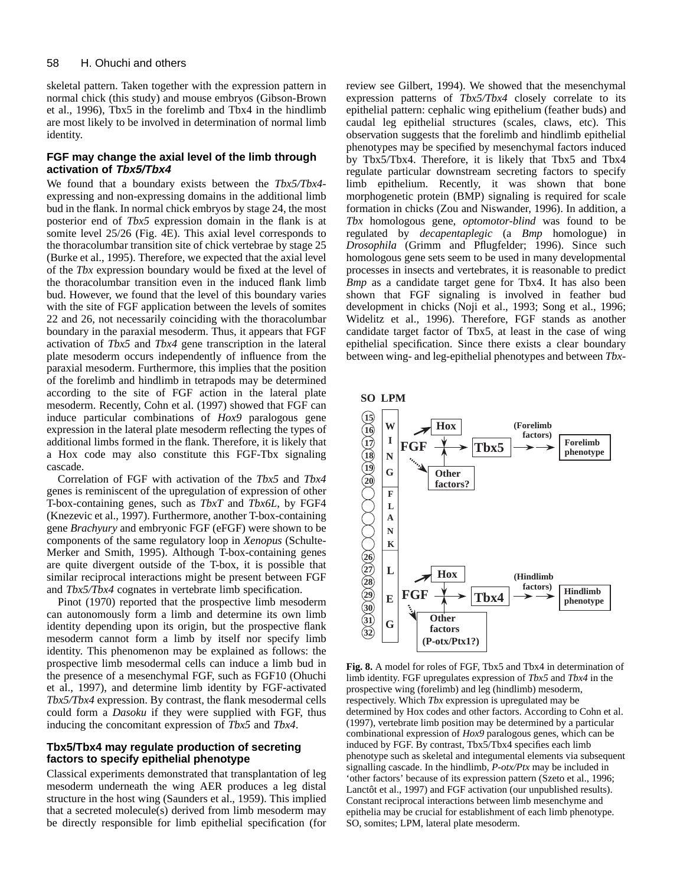skeletal pattern. Taken together with the expression pattern in normal chick (this study) and mouse embryos (Gibson-Brown et al., 1996), Tbx5 in the forelimb and Tbx4 in the hindlimb are most likely to be involved in determination of normal limb identity.

### FGF may change the axial level of the limb through activation of *Tbx5/Tbx4*

We found that a boundary exists between the *Tbx5/Tbx4*-expressing and non-expressing domains in the additional limb bud in the flank. In normal chick embryos by stage 24, the most posterior end of *Tbx5* expression domain in the flank is at somite level 25/26 (Fig. 4E). This axial level corresponds to the thoracolumbar transition site of chick vertebrae by stage 25 (Burke et al., 1995). Therefore, we expected that the axial level of the *Tbx* expression boundary would be fixed at the level of the thoracolumbar transition even in the induced flank limb bud. However, we found that the level of this boundary varies with the site of FGF application between the levels of somites 22 and 26, not necessarily coinciding with the thoracolumbar boundary in the paraxial mesoderm. Thus, it appears that FGF activation of *Tbx5* and *Tbx4* gene transcription in the lateral plate mesoderm occurs independently of influence from the paraxial mesoderm. Furthermore, this implies that the position of the forelimb and hindlimb in tetrapods may be determined according to the site of FGF action in the lateral plate mesoderm. Recently, Cohn et al. (1997) showed that FGF can induce particular combinations of *Hox9* paralogous gene expression in the lateral plate mesoderm reflecting the types of additional limbs formed in the flank. Therefore, it is likely that a Hox code may also constitute this FGF-Tbx signaling cascade.

Correlation of FGF with activation of the *Tbx5* and *Tbx4* genes is reminiscent of the upregulation of expression of other T-box-containing genes, such as *TbxT* and *Tbx6L*, by FGF4 (Knezevic et al., 1997). Furthermore, another T-box-containing gene *Brachyury* and embryonic FGF (eFGF) were shown to be components of the same regulatory loop in *Xenopus* (Schulte-Merker and Smith, 1995). Although T-box-containing genes are quite divergent outside of the T-box, it is possible that similar reciprocal interactions might be present between FGF and *Tbx5/Tbx4* cognates in vertebrate limb specification.

Pinot (1970) reported that the prospective limb mesoderm can autonomously form a limb and determine its own limb identity depending upon its origin, but the prospective flank mesoderm cannot form a limb by itself nor specify limb identity. This phenomenon may be explained as follows: the prospective limb mesodermal cells can induce a limb bud in the presence of a mesenchymal FGF, such as FGF10 (Ohuchi et al., 1997), and determine limb identity by FGF-activated *Tbx5/Tbx4* expression. By contrast, the flank mesodermal cells could form a *Dasoku* if they were supplied with FGF, thus inducing the concomitant expression of *Tbx5* and *Tbx4*.

### Tbx5/Tbx4 may regulate production of secreting factors to specify epithelial phenotype

Classical experiments demonstrated that transplantation of leg mesoderm underneath the wing AER produces a leg distal structure in the host wing (Saunders et al., 1959). This implied that a secreted molecule(s) derived from limb mesoderm may be directly responsible for limb epithelial specification (for review see Gilbert, 1994). We showed that the mesenchymal expression patterns of *Tbx5/Tbx4* closely correlate to its epithelial pattern: cephalic wing epithelium (feather buds) and caudal leg epithelial structures (scales, claws, etc). This observation suggests that the forelimb and hindlimb epithelial phenotypes may be specified by mesenchymal factors induced by Tbx5/Tbx4. Therefore, it is likely that Tbx5 and Tbx4 regulate particular downstream secreting factors to specify limb epithelium. Recently, it was shown that bone morphogenetic protein (BMP) signaling is required for scale formation in chicks (Zou and Niswander, 1996). In addition, a *Tbx* homologous gene, *optomotor-blind* was found to be regulated by *decapentaplegic* (a *Bmp* homologue) in *Drosophila* (Grimm and Pflugfelder; 1996). Since such homologous gene sets seem to be used in many developmental processes in insects and vertebrates, it is reasonable to predict *Bmp* as a candidate target gene for Tbx4. It has also been shown that FGF signaling is involved in feather bud development in chicks (Noji et al., 1993; Song et al., 1996; Widelitz et al., 1996). Therefore, FGF stands as another candidate target factor of Tbx5, at least in the case of wing epithelial specification. Since there exists a clear boundary between wing- and leg-epithelial phenotypes and between *Tbx*-

**Fig. 8.** A model for roles of FGF, Tbx5 and Tbx4 in determination of limb identity. FGF upregulates expression of *Tbx5* and *Tbx4* in the prospective wing (forelimb) and leg (hindlimb) mesoderm, respectively. Which *Tbx* expression is upregulated may be determined by Hox codes and other factors. According to Cohn et al. (1997), vertebrate limb position may be determined by a particular combinational expression of *Hox9* paralogous genes, which can be induced by FGF. By contrast, Tbx5/Tbx4 specifies each limb phenotype such as skeletal and integumental elements via subsequent signalling cascade. In the hindlimb, *P-otx/Ptx* may be included in 'other factors' because of its expression pattern (Szeto et al., 1996; Lanctôt et al., 1997) and FGF activation (our unpublished results). Constant reciprocal interactions between limb mesenchyme and epithelia may be crucial for establishment of each limb phenotype. SO, somites; LPM, lateral plate mesoderm.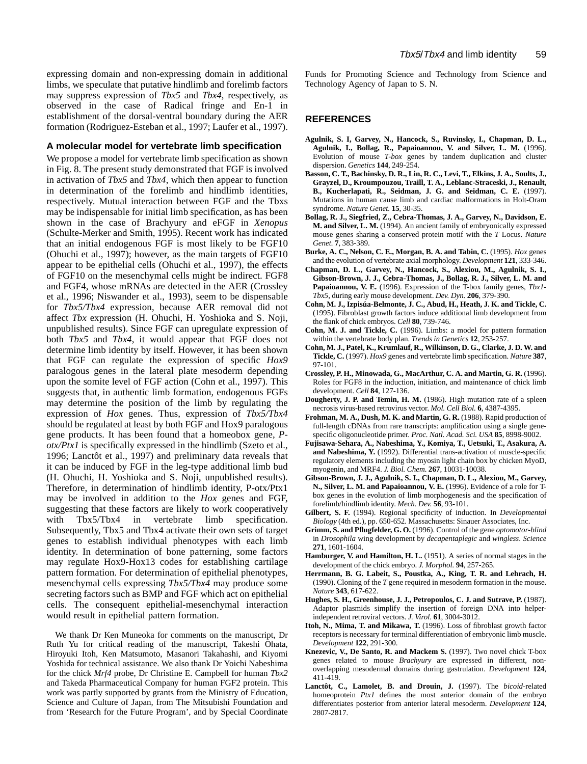expressing domain and non-expressing domain in additional limbs, we speculate that putative hindlimb and forelimb factors may suppress expression of *Tbx5* and *Tbx4*, respectively, as observed in the case of Radical fringe and En-1 in establishment of the dorsal-ventral boundary during the AER formation (Rodriguez-Esteban et al., 1997; Laufer et al., 1997).

### A molecular model for vertebrate limb specification

We propose a model for vertebrate limb specification as shown in Fig. 8. The present study demonstrated that FGF is involved in activation of *Tbx5* and *Tbx4*, which then appear to function in determination of the forelimb and hindlimb identities, respectively. Mutual interaction between FGF and the Tbxs may be indispensable for initial limb specification, as has been shown in the case of Brachyury and eFGF in *Xenopus* (Schulte-Merker and Smith, 1995). Recent work has indicated that an initial endogenous FGF is most likely to be FGF10 (Ohuchi et al., 1997); however, as the main targets of FGF10 appear to be epithelial cells (Ohuchi et al., 1997), the effects of FGF10 on the mesenchymal cells might be indirect. FGF8 and FGF4, whose mRNAs are detected in the AER (Crossley et al., 1996; Niswander et al., 1993), seem to be dispensable for *Tbx5/Tbx4* expression, because AER removal did not affect *Tbx* expression (H. Ohuchi, H. Yoshioka and S. Noji, unpublished results). Since FGF can upregulate expression of both *Tbx5* and *Tbx4*, it would appear that FGF does not determine limb identity by itself. However, it has been shown that FGF can regulate the expression of specific *Hox9* paralogous genes in the lateral plate mesoderm depending upon the somite level of FGF action (Cohn et al., 1997). This suggests that, in authentic limb formation, endogenous FGFs may determine the position of the limb by regulating the expression of *Hox* genes. Thus, expression of *Tbx5/Tbx4* should be regulated at least by both FGF and Hox9 paralogous gene products. It has been found that a homeobox gene, *P-otx/Ptx1* is specifically expressed in the hindlimb (Szeto et al., 1996; Lanctôt et al., 1997) and preliminary data reveals that it can be induced by FGF in the leg-type additional limb bud (H. Ohuchi, H. Yoshioka and S. Noji, unpublished results). Therefore, in determination of hindlimb identity, P-otx/Ptx1 may be involved in addition to the *Hox* genes and FGF, suggesting that these factors are likely to work cooperatively with Tbx5/Tbx4 in vertebrate limb specification. Subsequently, Tbx5 and Tbx4 activate their own sets of target genes to establish individual phenotypes with each limb identity. In determination of bone patterning, some factors may regulate Hox9-Hox13 codes for establishing cartilage pattern formation. For determination of epithelial phenotypes, mesenchymal cells expressing *Tbx5/Tbx4* may produce some secreting factors such as BMP and FGF which act on epithelial cells. The consequent epithelial-mesenchymal interaction would result in epithelial pattern formation.

We thank Dr Ken Muneoka for comments on the manuscript, Dr Ruth Yu for critical reading of the manuscript, Takeshi Ohata, Hiroyuki Itoh, Ken Matsumoto, Masanori Takahashi, and Kiyomi Yoshida for technical assistance. We also thank Dr Yoichi Nabeshima for the chick *Mrf4* probe, Dr Christine E. Campbell for human *Tbx2* and Takeda Pharmaceutical Company for human FGF2 protein. This work was partly supported by grants from the Ministry of Education, Science and Culture of Japan, from The Mitsubishi Foundation and from 'Research for the Future Program', and by Special Coordinate Funds for Promoting Science and Technology from Science and Technology Agency of Japan to S. N.

## REFERENCES

**Agulnik, S. I, Garvey, N., Hancock, S., Ruvinsky, I., Chapman, D. L., Agulnik, I., Bollag, R., Papaioannou, V. and Silver, L. M.** (1996). Evolution of mouse *T-box* genes by tandem duplication and cluster dispersion. *Genetics* **144**, 249-254.

**Basson, C. T., Bachinsky, D. R., Lin, R. C., Levi, T., Elkins, J. A., Soults, J., Grayzel, D., Kroumpouzou, Traill, T. A., Leblanc-Straceski, J., Renault, B., Kucherlapati, R., Seidman, J. G. and Seidman, C. E.** (1997). Mutations in human cause limb and cardiac malformations in Holt-Oram syndrome. *Nature Genet.* **15**, 30-35.

**Bollag, R. J., Siegfried, Z., Cebra-Thomas, J. A., Garvey, N., Davidson, E. M. and Silver, L. M.** (1994). An ancient family of embryonically expressed mouse genes sharing a conserved protein motif with the *T* Locus. *Nature Genet.* **7**, 383-389.

**Burke, A. C., Nelson, C. E., Morgan, B. A. and Tabin, C.** (1995). *Hox* genes and the evolution of vertebrate axial morphology. *Development* **121**, 333-346.

**Chapman, D. L., Garvey, N., Hancock, S., Alexiou, M., Agulnik, S. I., Gibson-Brown, J. J., Cebra-Thomas, J., Bollag, R. J., Silver, L. M. and Papaioannou, V. E.** (1996). Expression of the T-box family genes, *Tbx1-Tbx5*, during early mouse development. *Dev. Dyn.* **206**, 379-390.

**Cohn, M. J., Izpisúa-Belmonte, J. C., Abud, H., Heath, J. K. and Tickle, C.** (1995). Fibroblast growth factors induce additional limb development from the flank of chick embryos. *Cell* **80**, 739-746.

**Cohn, M. J. and Tickle, C.** (1996). Limbs: a model for pattern formation within the vertebrate body plan. *Trends in Genetics* **12**, 253-257.

**Cohn, M. J., Patel, K., Krumlauf, R., Wilkinson, D. G., Clarke, J. D. W. and Tickle, C.** (1997). *Hox9* genes and vertebrate limb specification. *Nature* **387**, 97-101.

**Crossley, P. H., Minowada, G., MacArthur, C. A. and Martin, G. R.** (1996). Roles for FGF8 in the induction, initiation, and maintenance of chick limb development. *Cell* **84**, 127-136.

**Dougherty, J. P. and Temin, H. M.** (1986). High mutation rate of a spleen necrosis virus-based retrovirus vector. *Mol. Cell Biol.* **6**, 4387-4395.

**Frohman, M. A., Dush, M. K. and Martin, G. R.** (1988). Rapid production of full-length cDNAs from rare transcripts: amplification using a single gene-specific oligonucleotide primer. *Proc. Natl. Acad. Sci. USA* **85**, 8998-9002.

**Fujisawa-Sehara, A., Nabeshima, Y., Komiya, T., Uetsuki, T., Asakura, A. and Nabeshima, Y.** (1992). Differential trans-activation of muscle-specific regulatory elements including the myosin light chain box by chicken MyoD, myogenin, and MRF4. *J. Biol. Chem.* **267**, 10031-10038.

**Gibson-Brown, J. J., Agulnik, S. I., Chapman, D. L., Alexiou, M., Garvey, N., Silver, L. M. and Papaioannou, V. E.** (1996). Evidence of a role for T-box genes in the evolution of limb morphogenesis and the specification of forelimb/hindlimb identity. *Mech. Dev.* **56**, 93-101.

**Gilbert, S. F.** (1994). Regional specificity of induction. In *Developmental Biology* (4th ed.), pp. 650-652. Massachusetts: Sinauer Associates, Inc.

**Grimm, S. and Pflugfelder, G. O.** (1996). Control of the gene *optomotor-blind* in *Drosophila* wing development by *decapentaplegic* and *wingless*. *Science* **271**, 1601-1604.

**Hamburger, V. and Hamilton, H. L.** (1951). A series of normal stages in the development of the chick embryo. *J. Morphol.* **94**, 257-265.

**Herrmann, B. G. Labeit, S., Poustka, A., King, T. R. and Lehrach, H.** (1990). Cloning of the *T* gene required in mesoderm formation in the mouse. *Nature* **343**, 617-622.

**Hughes, S. H., Greenhouse, J. J., Petropoulos, C. J. and Sutrave, P.** (1987). Adaptor plasmids simplify the insertion of foreign DNA into helper-independent retroviral vectors. *J. Virol.* **61**, 3004-3012.

**Itoh, N., Mima, T. and Mikawa, T.** (1996). Loss of fibroblast growth factor receptors is necessary for terminal differentiation of embryonic limb muscle. *Development* **122**, 291-300.

**Knezevic, V., De Santo, R. and Mackem S.** (1997). Two novel chick T-box genes related to mouse *Brachyury* are expressed in different, non-overlapping mesodermal domains during gastrulation. *Development* **124**, 411-419.

**Lanctôt, C., Lamolet, B. and Drouin, J.** (1997). The *bicoid*-related homeoprotein *Ptx1* defines the most anterior domain of the embryo differentiates posterior from anterior lateral mesoderm. *Development* **124**, 2807-2817.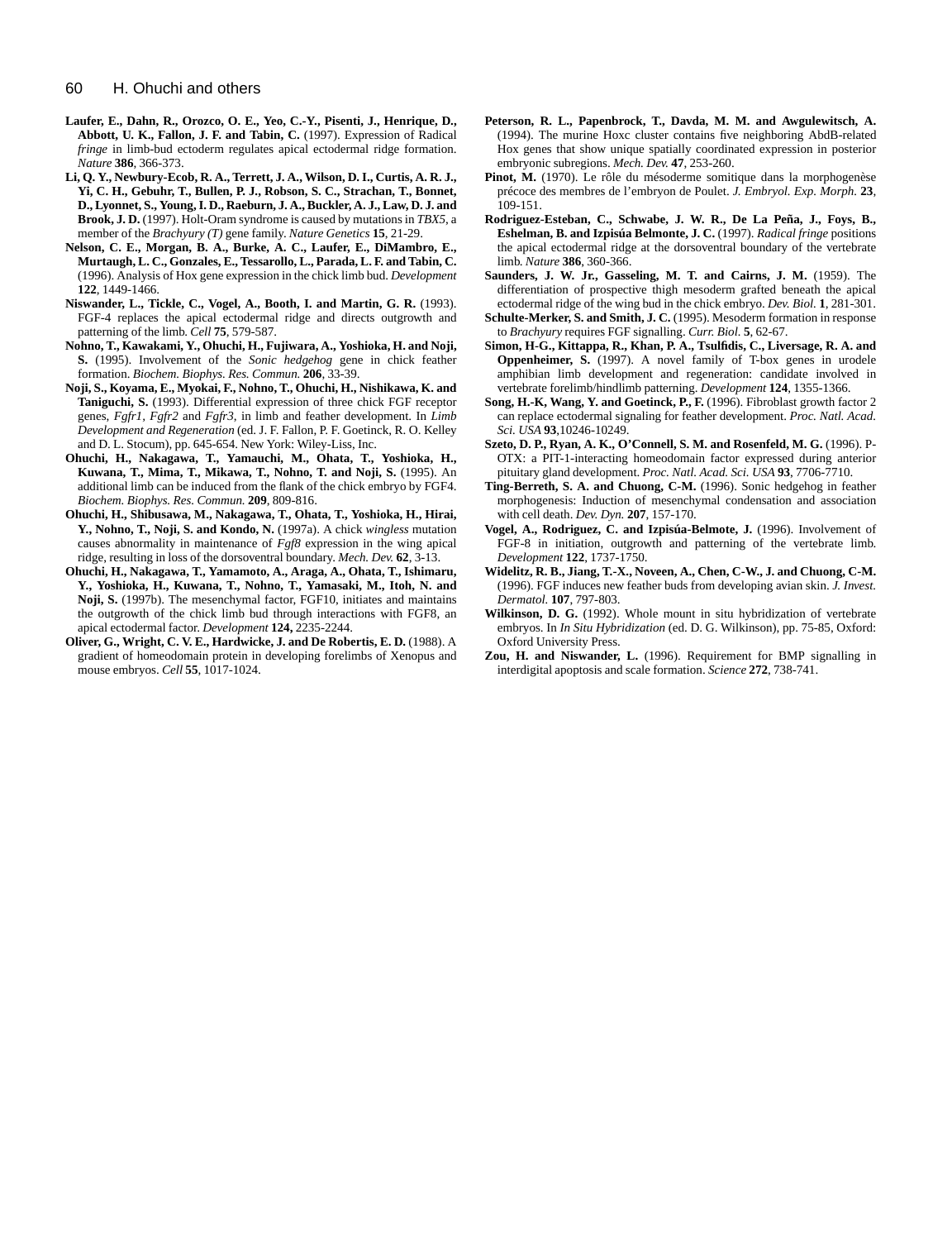**Laufer, E., Dahn, R., Orozco, O. E., Yeo, C.-Y., Pisenti, J., Henrique, D., Abbott, U. K., Fallon, J. F. and Tabin, C.** (1997). Expression of Radical *fringe* in limb-bud ectoderm regulates apical ectodermal ridge formation. *Nature* **386**, 366-373.

**Li, Q. Y., Newbury-Ecob, R. A., Terrett, J. A., Wilson, D. I., Curtis, A. R. J., Yi, C. H., Gebuhr, T., Bullen, P. J., Robson, S. C., Strachan, T., Bonnet, D., Lyonnet, S., Young, I. D., Raeburn, J. A., Buckler, A. J., Law, D. J. and Brook, J. D.** (1997). Holt-Oram syndrome is caused by mutations in *TBX5*, a member of the *Brachyury (T)* gene family. *Nature Genetics* **15**, 21-29.

**Nelson, C. E., Morgan, B. A., Burke, A. C., Laufer, E., DiMambro, E., Murtaugh, L. C., Gonzales, E., Tessarollo, L., Parada, L. F. and Tabin, C.** (1996). Analysis of Hox gene expression in the chick limb bud. *Development* **122**, 1449-1466.

**Niswander, L., Tickle, C., Vogel, A., Booth, I. and Martin, G. R.** (1993). FGF-4 replaces the apical ectodermal ridge and directs outgrowth and patterning of the limb. *Cell* **75**, 579-587.

**Nohno, T., Kawakami, Y., Ohuchi, H., Fujiwara, A., Yoshioka, H. and Noji, S.** (1995). Involvement of the *Sonic hedgehog* gene in chick feather formation. *Biochem. Biophys. Res. Commun.* **206**, 33-39.

**Noji, S., Koyama, E., Myokai, F., Nohno, T., Ohuchi, H., Nishikawa, K. and Taniguchi, S.** (1993). Differential expression of three chick FGF receptor genes, *Fgfr1*, *Fgfr2* and *Fgfr3*, in limb and feather development. In *Limb Development and Regeneration* (ed. J. F. Fallon, P. F. Goetinck, R. O. Kelley and D. L. Stocum), pp. 645-654. New York: Wiley-Liss, Inc.

**Ohuchi, H., Nakagawa, T., Yamauchi, M., Ohata, T., Yoshioka, H., Kuwana, T., Mima, T., Mikawa, T., Nohno, T. and Noji, S.** (1995). An additional limb can be induced from the flank of the chick embryo by FGF4. *Biochem. Biophys. Res. Commun.* **209**, 809-816.

**Ohuchi, H., Shibusawa, M., Nakagawa, T., Ohata, T., Yoshioka, H., Hirai, Y., Nohno, T., Noji, S. and Kondo, N.** (1997a). A chick *wingless* mutation causes abnormality in maintenance of *Fgf8* expression in the wing apical ridge, resulting in loss of the dorsoventral boundary. *Mech. Dev.* **62**, 3-13.

**Ohuchi, H., Nakagawa, T., Yamamoto, A., Araga, A., Ohata, T., Ishimaru, Y., Yoshioka, H., Kuwana, T., Nohno, T., Yamasaki, M., Itoh, N. and Noji, S.** (1997b). The mesenchymal factor, FGF10, initiates and maintains the outgrowth of the chick limb bud through interactions with FGF8, an apical ectodermal factor. *Development* **124,** 2235-2244.

**Oliver, G., Wright, C. V. E., Hardwicke, J. and De Robertis, E. D.** (1988). A gradient of homeodomain protein in developing forelimbs of Xenopus and mouse embryos. *Cell* **55**, 1017-1024.

**Peterson, R. L., Papenbrock, T., Davda, M. M. and Awgulewitsch, A.** (1994). The murine Hoxc cluster contains five neighboring AbdB-related Hox genes that show unique spatially coordinated expression in posterior embryonic subregions. *Mech. Dev.* **47**, 253-260.

**Pinot, M.** (1970). Le rôle du mésoderme somitique dans la morphogenèse précoce des membres de l'embryon de Poulet. *J. Embryol. Exp. Morph.* **23**, 109-151.

**Rodriguez-Esteban, C., Schwabe, J. W. R., De La Peña, J., Foys, B., Eshelman, B. and Izpisúa Belmonte, J. C.** (1997). *Radical fringe* positions the apical ectodermal ridge at the dorsoventral boundary of the vertebrate limb. *Nature* **386**, 360-366.

**Saunders, J. W. Jr., Gasseling, M. T. and Cairns, J. M.** (1959). The differentiation of prospective thigh mesoderm grafted beneath the apical ectodermal ridge of the wing bud in the chick embryo. *Dev. Biol.* **1**, 281-301.

**Schulte-Merker, S. and Smith, J. C.** (1995). Mesoderm formation in response to *Brachyury* requires FGF signalling. *Curr. Biol.* **5**, 62-67.

**Simon, H-G., Kittappa, R., Khan, P. A., Tsulfidis, C., Liversage, R. A. and Oppenheimer, S.** (1997). A novel family of T-box genes in urodele amphibian limb development and regeneration: candidate involved in vertebrate forelimb/hindlimb patterning. *Development* **124**, 1355-1366.

**Song, H.-K, Wang, Y. and Goetinck, P., F.** (1996). Fibroblast growth factor 2 can replace ectodermal signaling for feather development. *Proc. Natl. Acad. Sci. USA* **93**,10246-10249.

**Szeto, D. P., Ryan, A. K., O'Connell, S. M. and Rosenfeld, M. G.** (1996). P-OTX: a PIT-1-interacting homeodomain factor expressed during anterior pituitary gland development. *Proc. Natl. Acad. Sci. USA* **93**, 7706-7710.

**Ting-Berreth, S. A. and Chuong, C-M.** (1996). Sonic hedgehog in feather morphogenesis: Induction of mesenchymal condensation and association with cell death. *Dev. Dyn.* **207**, 157-170.

**Vogel, A., Rodriguez, C. and Izpisúa-Belmote, J.** (1996). Involvement of FGF-8 in initiation, outgrowth and patterning of the vertebrate limb. *Development* **122**, 1737-1750.

**Widelitz, R. B., Jiang, T.-X., Noveen, A., Chen, C-W., J. and Chuong, C-M.** (1996). FGF induces new feather buds from developing avian skin. *J. Invest. Dermatol.* **107**, 797-803.

**Wilkinson, D. G.** (1992). Whole mount in situ hybridization of vertebrate embryos. In *In Situ Hybridization* (ed. D. G. Wilkinson), pp. 75-85, Oxford: Oxford University Press.

**Zou, H. and Niswander, L.** (1996). Requirement for BMP signalling in interdigital apoptosis and scale formation. *Science* **272**, 738-741.